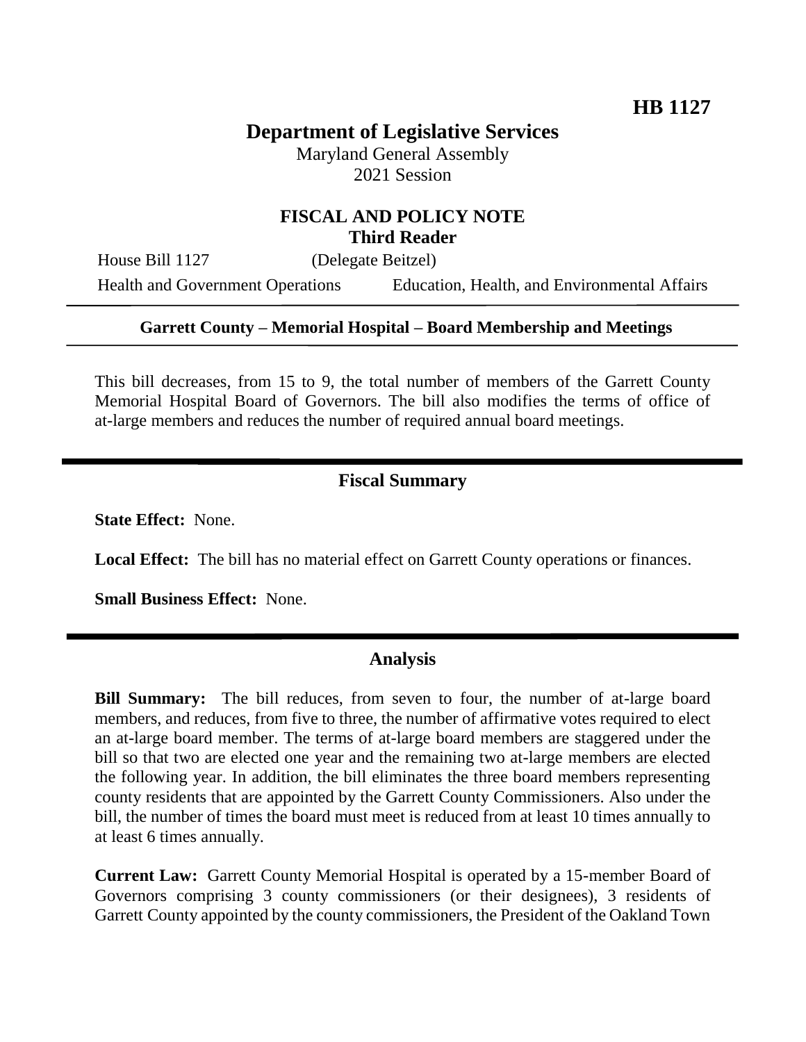**HB 1127**

# Department of Legislative Services

Maryland General Assembly
2021 Session

## FISCAL AND POLICY NOTE
**Third Reader**

House Bill 1127 (Delegate Beitzel)

Health and Government Operations Education, Health, and Environmental Affairs

**Garrett County – Memorial Hospital – Board Membership and Meetings**

This bill decreases, from 15 to 9, the total number of members of the Garrett County Memorial Hospital Board of Governors. The bill also modifies the terms of office of at-large members and reduces the number of required annual board meetings.

## Fiscal Summary

**State Effect:** None.

**Local Effect:** The bill has no material effect on Garrett County operations or finances.

**Small Business Effect:** None.

## Analysis

**Bill Summary:** The bill reduces, from seven to four, the number of at-large board members, and reduces, from five to three, the number of affirmative votes required to elect an at-large board member. The terms of at-large board members are staggered under the bill so that two are elected one year and the remaining two at-large members are elected the following year. In addition, the bill eliminates the three board members representing county residents that are appointed by the Garrett County Commissioners. Also under the bill, the number of times the board must meet is reduced from at least 10 times annually to at least 6 times annually.

**Current Law:** Garrett County Memorial Hospital is operated by a 15-member Board of Governors comprising 3 county commissioners (or their designees), 3 residents of Garrett County appointed by the county commissioners, the President of the Oakland Town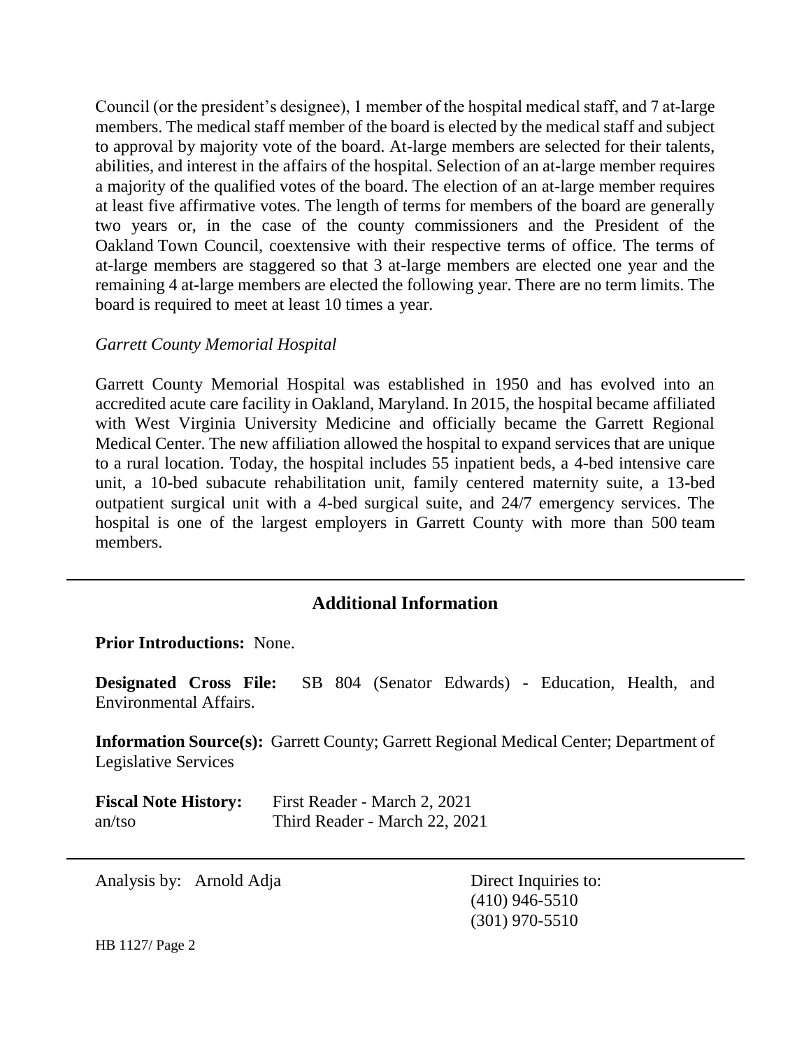Council (or the president's designee), 1 member of the hospital medical staff, and 7 at-large members. The medical staff member of the board is elected by the medical staff and subject to approval by majority vote of the board. At-large members are selected for their talents, abilities, and interest in the affairs of the hospital. Selection of an at-large member requires a majority of the qualified votes of the board. The election of an at-large member requires at least five affirmative votes. The length of terms for members of the board are generally two years or, in the case of the county commissioners and the President of the Oakland Town Council, coextensive with their respective terms of office. The terms of at-large members are staggered so that 3 at-large members are elected one year and the remaining 4 at-large members are elected the following year. There are no term limits. The board is required to meet at least 10 times a year.

*Garrett County Memorial Hospital*

Garrett County Memorial Hospital was established in 1950 and has evolved into an accredited acute care facility in Oakland, Maryland. In 2015, the hospital became affiliated with West Virginia University Medicine and officially became the Garrett Regional Medical Center. The new affiliation allowed the hospital to expand services that are unique to a rural location. Today, the hospital includes 55 inpatient beds, a 4-bed intensive care unit, a 10-bed subacute rehabilitation unit, family centered maternity suite, a 13-bed outpatient surgical unit with a 4-bed surgical suite, and 24/7 emergency services. The hospital is one of the largest employers in Garrett County with more than 500 team members.

## Additional Information

**Prior Introductions:** None.

**Designated Cross File:** SB 804 (Senator Edwards) - Education, Health, and Environmental Affairs.

**Information Source(s):** Garrett County; Garrett Regional Medical Center; Department of Legislative Services

**Fiscal Note History:** First Reader - March 2, 2021
an/tso Third Reader - March 22, 2021

Analysis by: Arnold Adja

Direct Inquiries to:
(410) 946-5510
(301) 970-5510